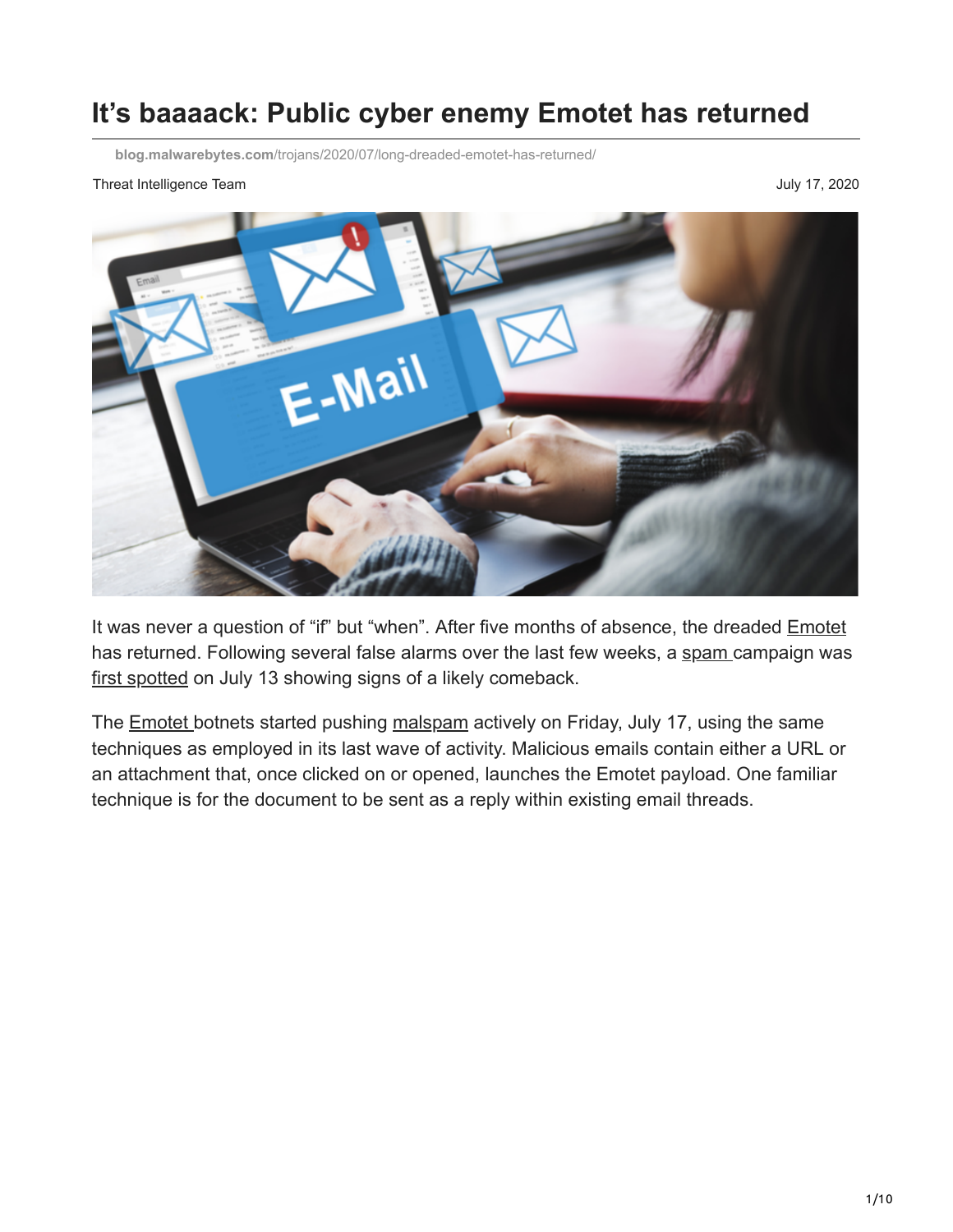# It's baaaack: Public cyber enemy Emotet has returned

blog.malwarebytes.com/trojans/2020/07/long-dreaded-emotet-has-returned/

Threat Intelligence Team

July 17, 2020

It was never a question of "if" but "when". After five months of absence, the dreaded Emotet has returned. Following several false alarms over the last few weeks, a spam campaign was first spotted on July 13 showing signs of a likely comeback.

The Emotet botnets started pushing malspam actively on Friday, July 17, using the same techniques as employed in its last wave of activity. Malicious emails contain either a URL or an attachment that, once clicked on or opened, launches the Emotet payload. One familiar technique is for the document to be sent as a reply within existing email threads.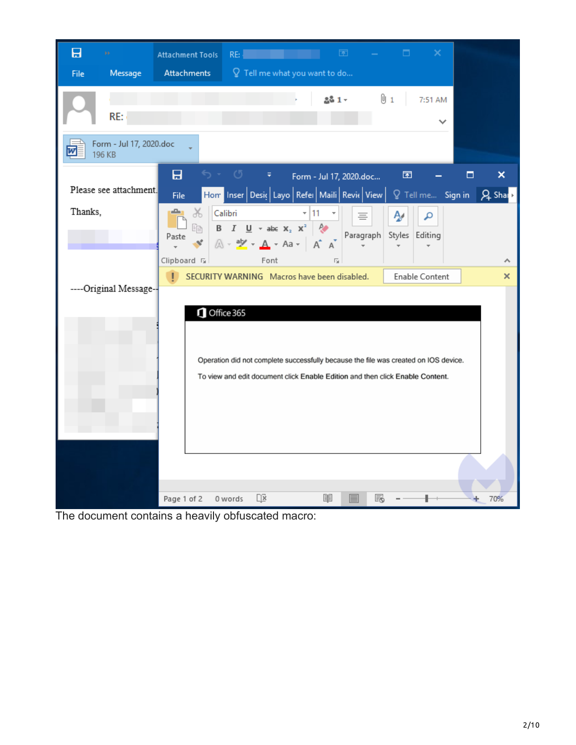The document contains a heavily obfuscated macro: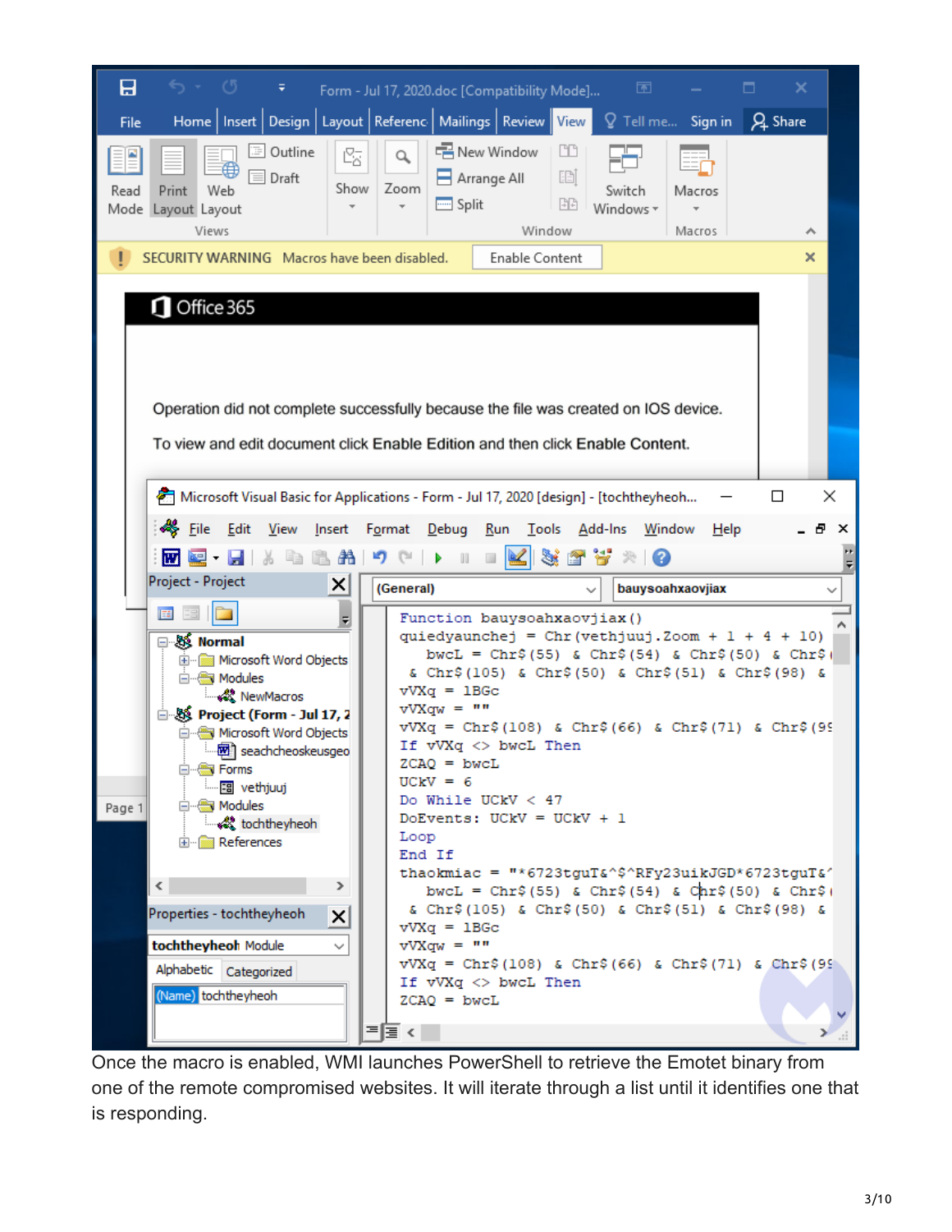Once the macro is enabled, WMI launches PowerShell to retrieve the Emotet binary from one of the remote compromised websites. It will iterate through a list until it identifies one that is responding.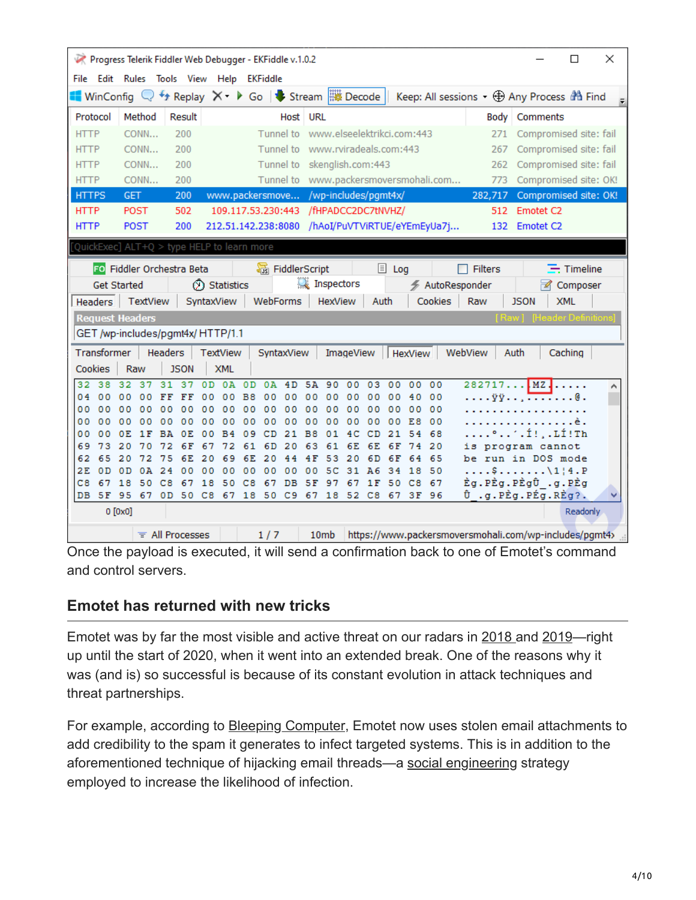Once the payload is executed, it will send a confirmation back to one of Emotet's command and control servers.

## Emotet has returned with new tricks

Emotet was by far the most visible and active threat on our radars in 2018 and 2019—right up until the start of 2020, when it went into an extended break. One of the reasons why it was (and is) so successful is because of its constant evolution in attack techniques and threat partnerships.

For example, according to Bleeping Computer, Emotet now uses stolen email attachments to add credibility to the spam it generates to infect targeted systems. This is in addition to the aforementioned technique of hijacking email threads—a social engineering strategy employed to increase the likelihood of infection.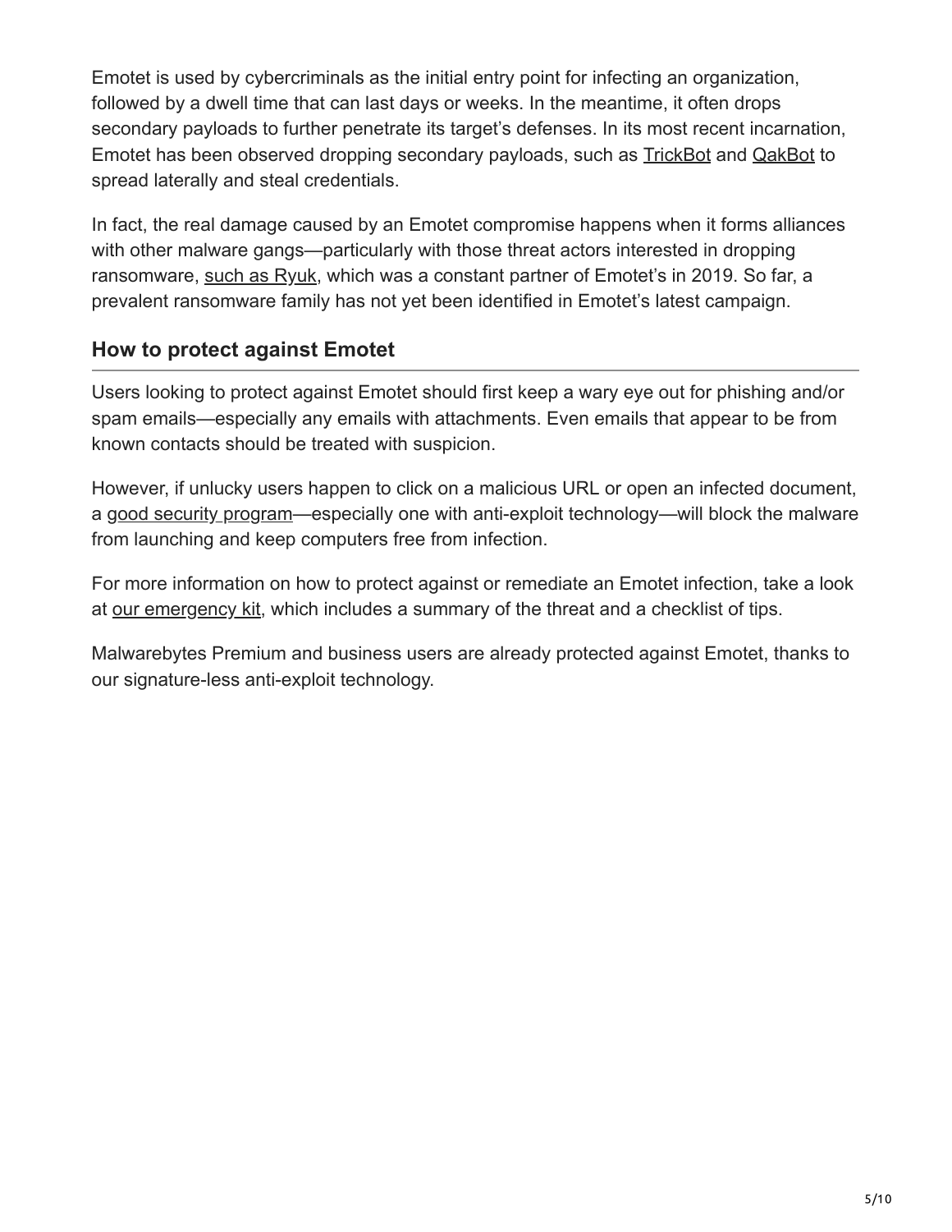Emotet is used by cybercriminals as the initial entry point for infecting an organization, followed by a dwell time that can last days or weeks. In the meantime, it often drops secondary payloads to further penetrate its target's defenses. In its most recent incarnation, Emotet has been observed dropping secondary payloads, such as TrickBot and QakBot to spread laterally and steal credentials.

In fact, the real damage caused by an Emotet compromise happens when it forms alliances with other malware gangs—particularly with those threat actors interested in dropping ransomware, such as Ryuk, which was a constant partner of Emotet's in 2019. So far, a prevalent ransomware family has not yet been identified in Emotet's latest campaign.

## How to protect against Emotet

Users looking to protect against Emotet should first keep a wary eye out for phishing and/or spam emails—especially any emails with attachments. Even emails that appear to be from known contacts should be treated with suspicion.

However, if unlucky users happen to click on a malicious URL or open an infected document, a good security program—especially one with anti-exploit technology—will block the malware from launching and keep computers free from infection.

For more information on how to protect against or remediate an Emotet infection, take a look at our emergency kit, which includes a summary of the threat and a checklist of tips.

Malwarebytes Premium and business users are already protected against Emotet, thanks to our signature-less anti-exploit technology.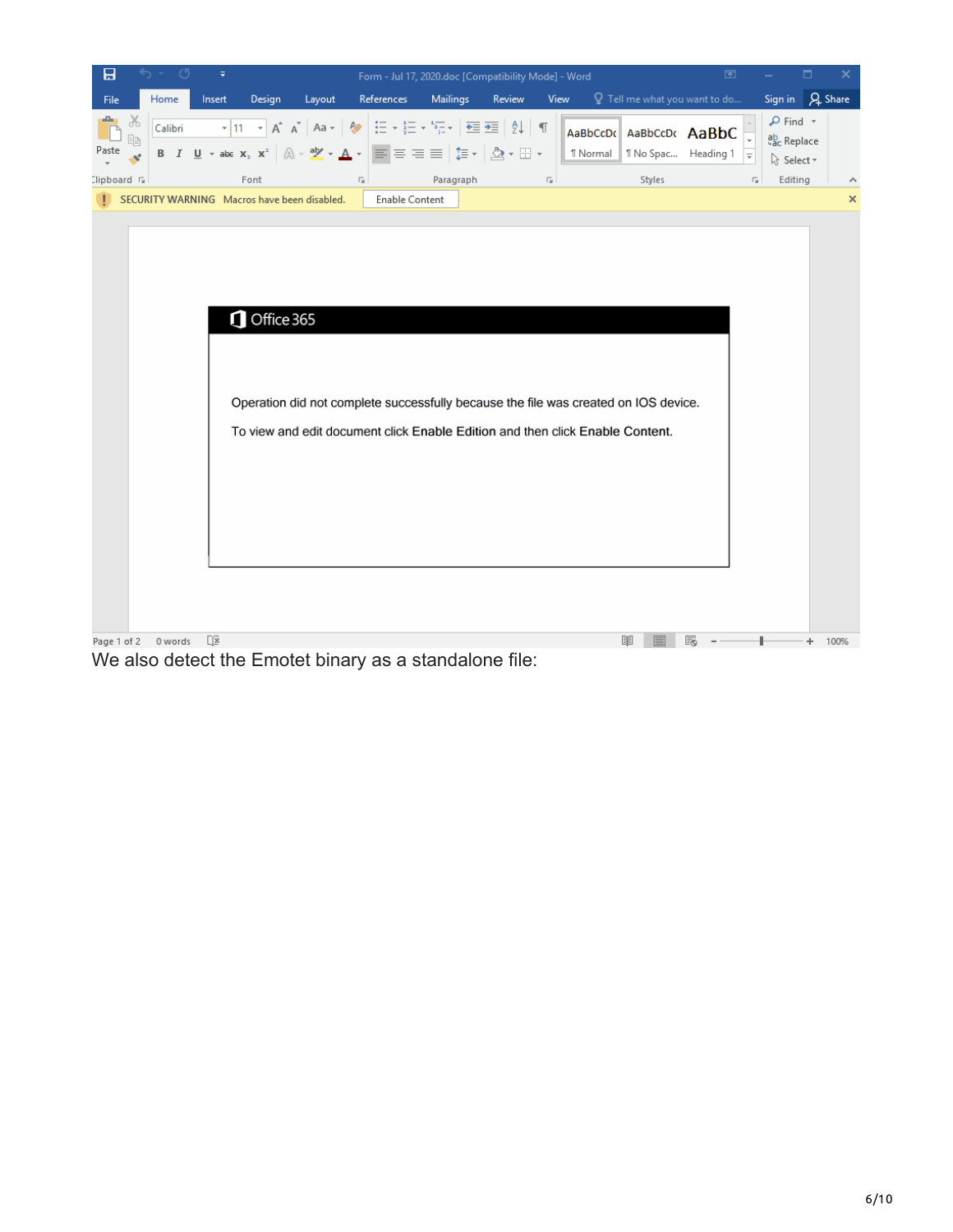We also detect the Emotet binary as a standalone file: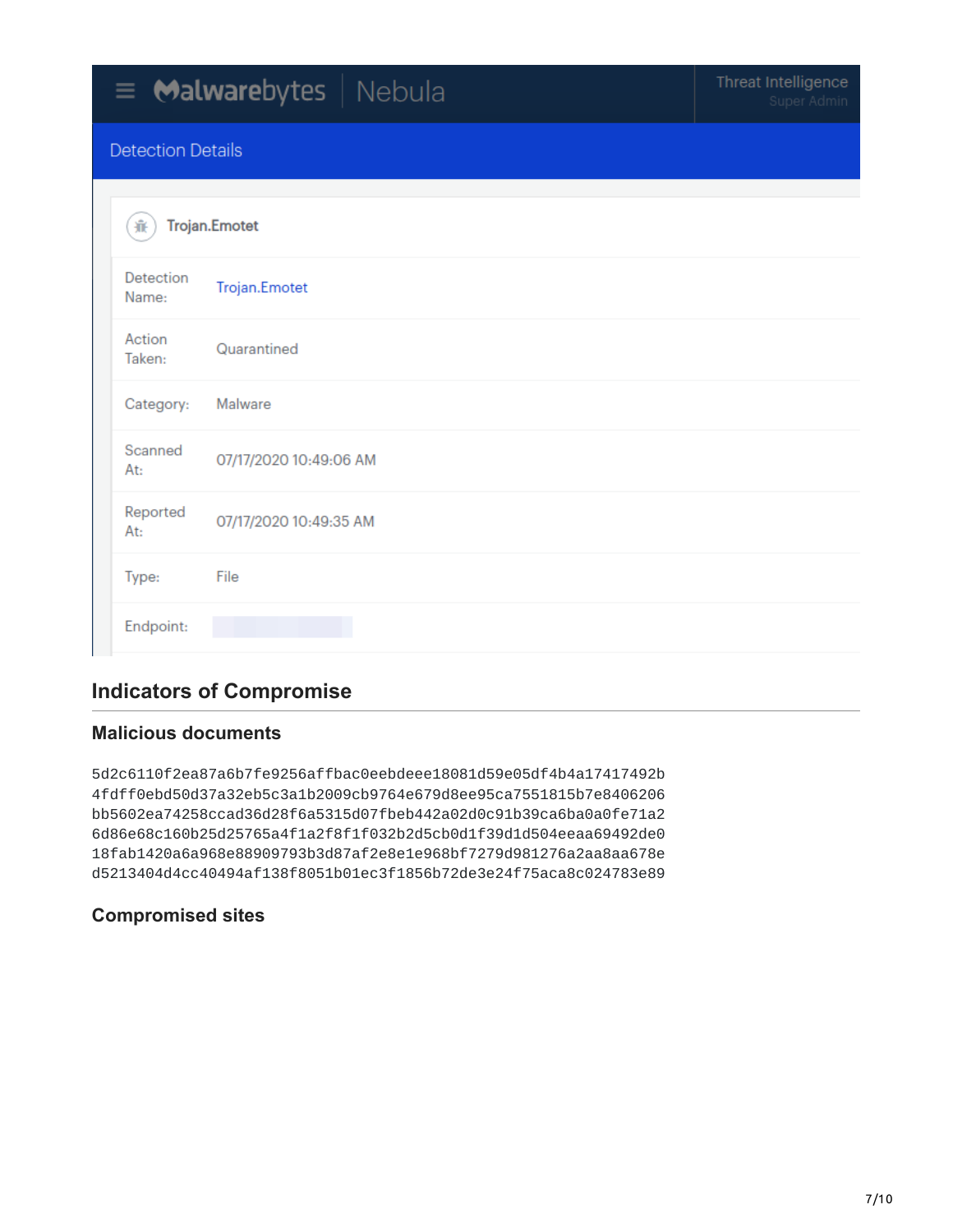Malwarebytes | Nebula

Threat Intelligence
Super Admin

Detection Details

Trojan.Emotet

| | |
|---|---|
| Detection Name: | Trojan.Emotet |
| Action Taken: | Quarantined |
| Category: | Malware |
| Scanned At: | 07/17/2020 10:49:06 AM |
| Reported At: | 07/17/2020 10:49:35 AM |
| Type: | File |
| Endpoint: | |

## Indicators of Compromise

### Malicious documents

```
5d2c6110f2ea87a6b7fe9256affbac0eebdeee18081d59e05df4b4a17417492b
4fdff0ebd50d37a32eb5c3a1b2009cb9764e679d8ee95ca7551815b7e8406206
bb5602ea74258ccad36d28f6a5315d07fbeb442a02d0c91b39ca6ba0a0fe71a2
6d86e68c160b25d25765a4f1a2f8f1f032b2d5cb0d1f39d1d504eeaa69492de0
18fab1420a6a968e88909793b3d87af2e8e1e968bf7279d981276a2aa8aa678e
d5213404d4cc40494af138f8051b01ec3f1856b72de3e24f75aca8c024783e89
```

### Compromised sites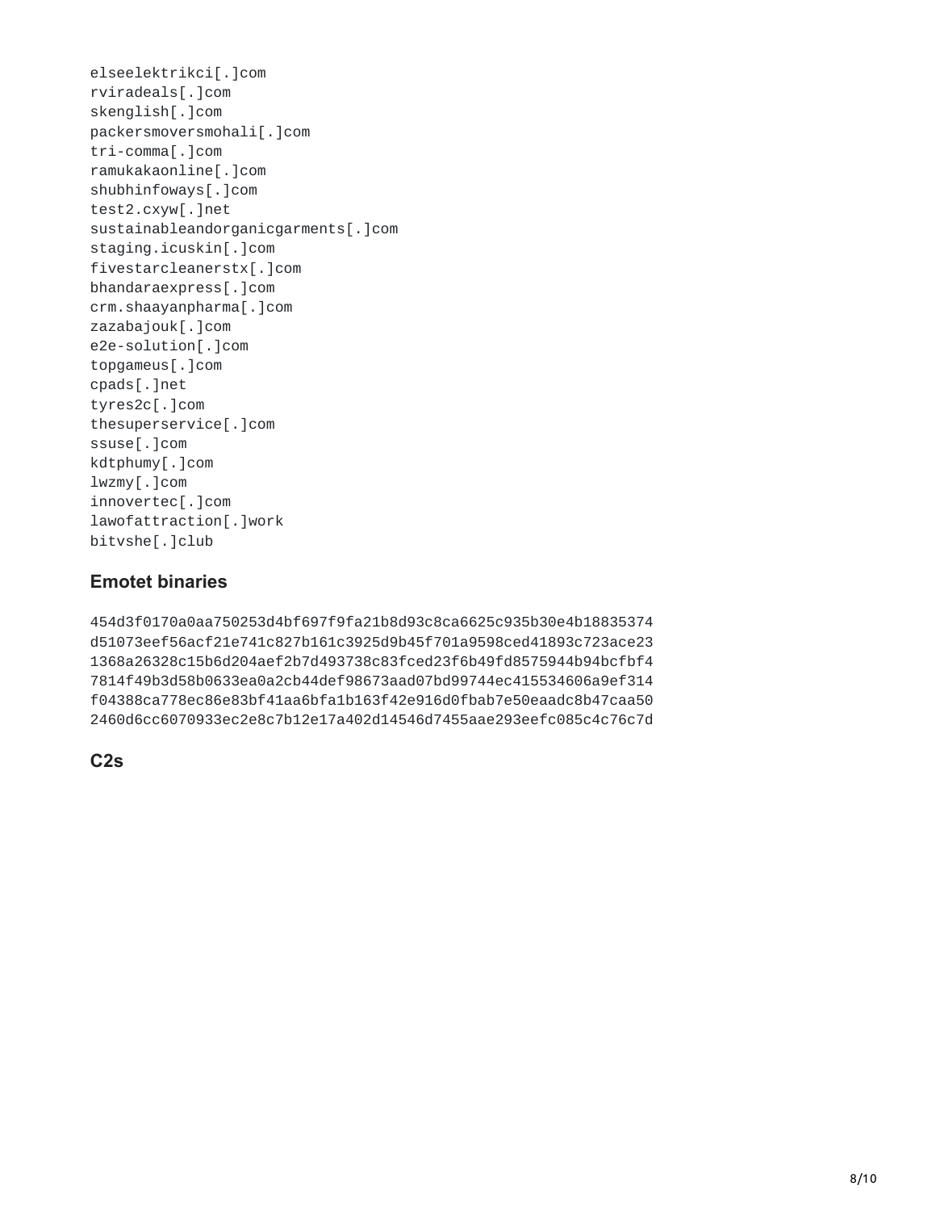```
elseelektrikci[.]com
rviradeals[.]com
skenglish[.]com
packersmoversmohali[.]com
tri-comma[.]com
ramukakaonline[.]com
shubhinfoways[.]com
test2.cxyw[.]net
sustainableandorganicgarments[.]com
staging.icuskin[.]com
fivestarcleanerstx[.]com
bhandaraexpress[.]com
crm.shaayanpharma[.]com
zazabajouk[.]com
e2e-solution[.]com
topgameus[.]com
cpads[.]net
tyres2c[.]com
thesuperservice[.]com
ssuse[.]com
kdtphumy[.]com
lwzmy[.]com
innovertec[.]com
lawofattraction[.]work
bitvshe[.]club
```

### Emotet binaries

```
454d3f0170a0aa750253d4bf697f9fa21b8d93c8ca6625c935b30e4b18835374
d51073eef56acf21e741c827b161c3925d9b45f701a9598ced41893c723ace23
1368a26328c15b6d204aef2b7d493738c83fced23f6b49fd8575944b94bcfbf4
7814f49b3d58b0633ea0a2cb44def98673aad07bd99744ec415534606a9ef314
f04388ca778ec86e83bf41aa6bfa1b163f42e916d0fbab7e50eaadc8b47caa50
2460d6cc6070933ec2e8c7b12e17a402d14546d7455aae293eefc085c4c76c7d
```

### C2s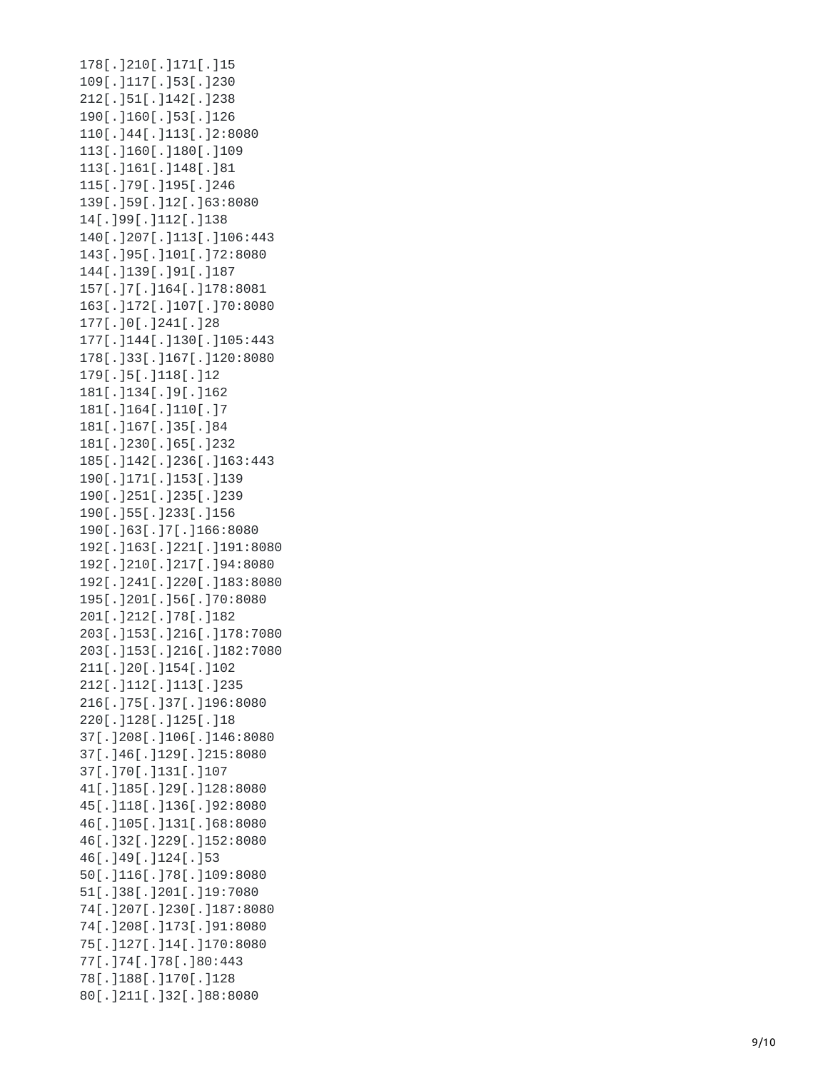```
178[.]210[.]171[.]15
109[.]117[.]53[.]230
212[.]51[.]142[.]238
190[.]160[.]53[.]126
110[.]44[.]113[.]2:8080
113[.]160[.]180[.]109
113[.]161[.]148[.]81
115[.]79[.]195[.]246
139[.]59[.]12[.]63:8080
14[.]99[.]112[.]138
140[.]207[.]113[.]106:443
143[.]95[.]101[.]72:8080
144[.]139[.]91[.]187
157[.]7[.]164[.]178:8081
163[.]172[.]107[.]70:8080
177[.]0[.]241[.]28
177[.]144[.]130[.]105:443
178[.]33[.]167[.]120:8080
179[.]5[.]118[.]12
181[.]134[.]9[.]162
181[.]164[.]110[.]7
181[.]167[.]35[.]84
181[.]230[.]65[.]232
185[.]142[.]236[.]163:443
190[.]171[.]153[.]139
190[.]251[.]235[.]239
190[.]55[.]233[.]156
190[.]63[.]7[.]166:8080
192[.]163[.]221[.]191:8080
192[.]210[.]217[.]94:8080
192[.]241[.]220[.]183:8080
195[.]201[.]56[.]70:8080
201[.]212[.]78[.]182
203[.]153[.]216[.]178:7080
203[.]153[.]216[.]182:7080
211[.]20[.]154[.]102
212[.]112[.]113[.]235
216[.]75[.]37[.]196:8080
220[.]128[.]125[.]18
37[.]208[.]106[.]146:8080
37[.]46[.]129[.]215:8080
37[.]70[.]131[.]107
41[.]185[.]29[.]128:8080
45[.]118[.]136[.]92:8080
46[.]105[.]131[.]68:8080
46[.]32[.]229[.]152:8080
46[.]49[.]124[.]53
50[.]116[.]78[.]109:8080
51[.]38[.]201[.]19:7080
74[.]207[.]230[.]187:8080
74[.]208[.]173[.]91:8080
75[.]127[.]14[.]170:8080
77[.]74[.]78[.]80:443
78[.]188[.]170[.]128
80[.]211[.]32[.]88:8080
```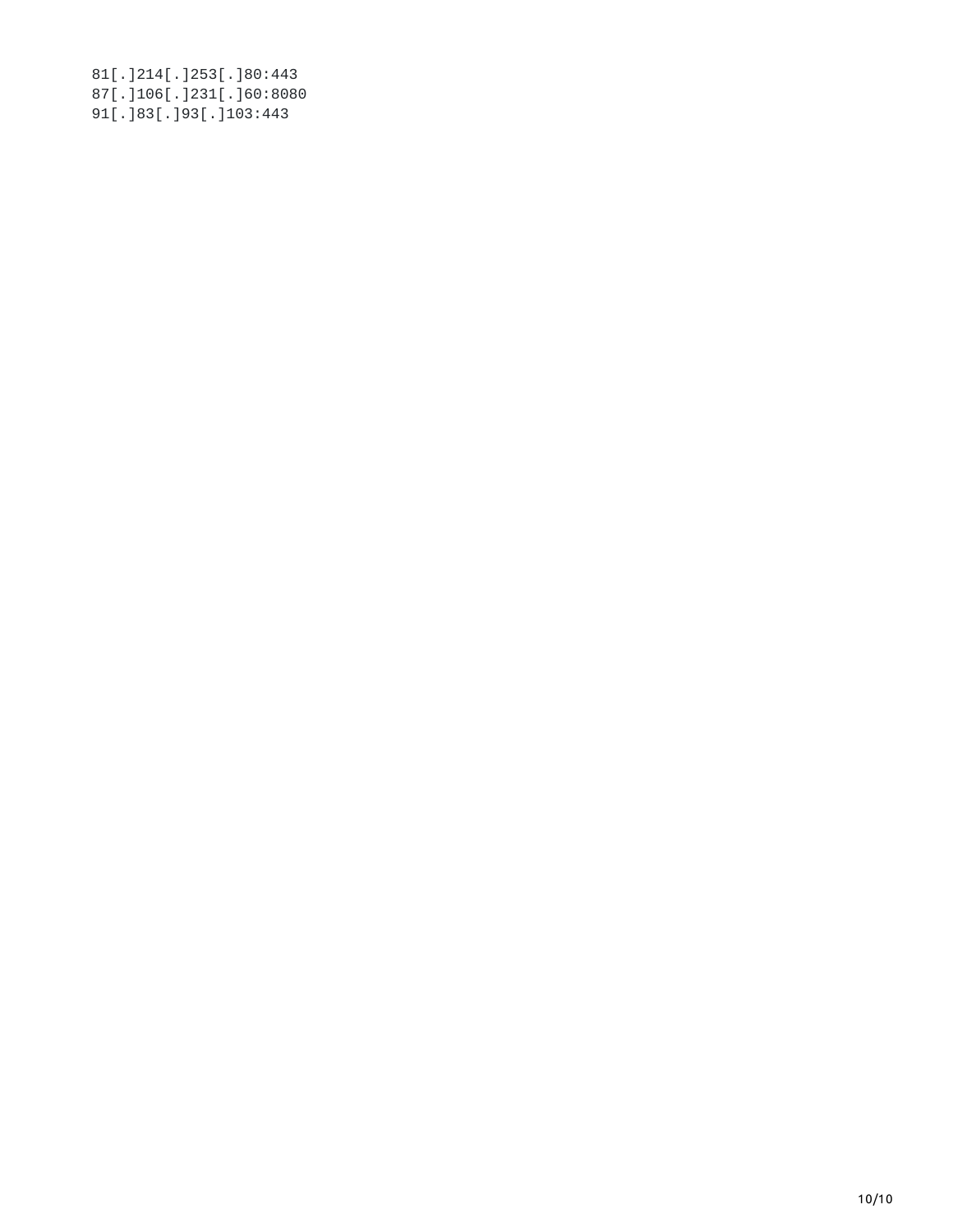```
81[.]214[.]253[.]80:443
87[.]106[.]231[.]60:8080
91[.]83[.]93[.]103:443
```